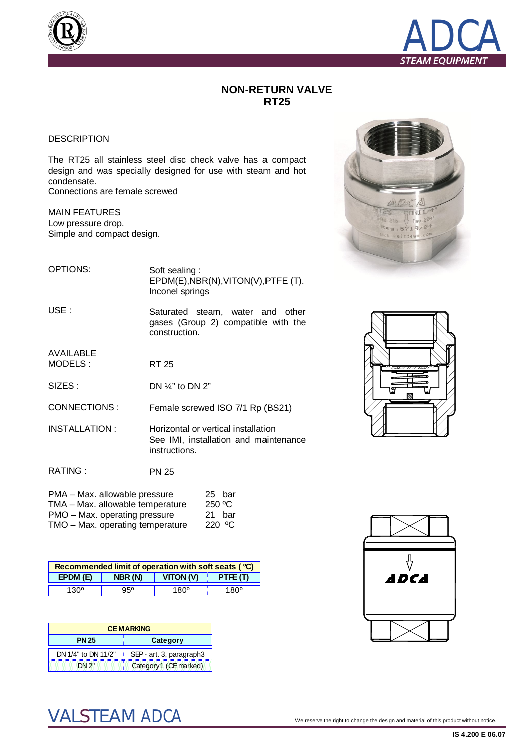# NON-RETURN VALVE
# RT25

## DESCRIPTION

The RT25 all stainless steel disc check valve has a compact design and was specially designed for use with steam and hot condensate.
Connections are female screwed

## MAIN FEATURES

Low pressure drop.
Simple and compact design.

**OPTIONS:** Soft sealing : EPDM(E),NBR(N),VITON(V),PTFE (T). Inconel springs

**USE :** Saturated steam, water and other gases (Group 2) compatible with the construction.

**AVAILABLE MODELS :** RT 25

**SIZES :** DN ¼" to DN 2"

**CONNECTIONS :** Female screwed ISO 7/1 Rp (BS21)

**INSTALLATION :** Horizontal or vertical installation
See IMI, installation and maintenance instructions.

**RATING :** PN 25

| | |
|---|---|
| PMA – Max. allowable pressure | 25 bar |
| TMA – Max. allowable temperature | 250 ºC |
| PMO – Max. operating pressure | 21 bar |
| TMO – Max. operating temperature | 220 ºC |

| Recommended limit of operation with soft seats ( ºC) | | | |
|---|---|---|---|
| EPDM (E) | NBR (N) | VITON (V) | PTFE (T) |
| 130º | 95º | 180º | 180º |

| CE MARKING | |
|---|---|
| PN 25 | Category |
| DN 1/4" to DN 11/2" | SEP - art. 3, paragraph3 |
| DN 2" | Category1 (CE marked) |

We reserve the right to change the design and material of this product without notice.

IS 4.200 E 06.07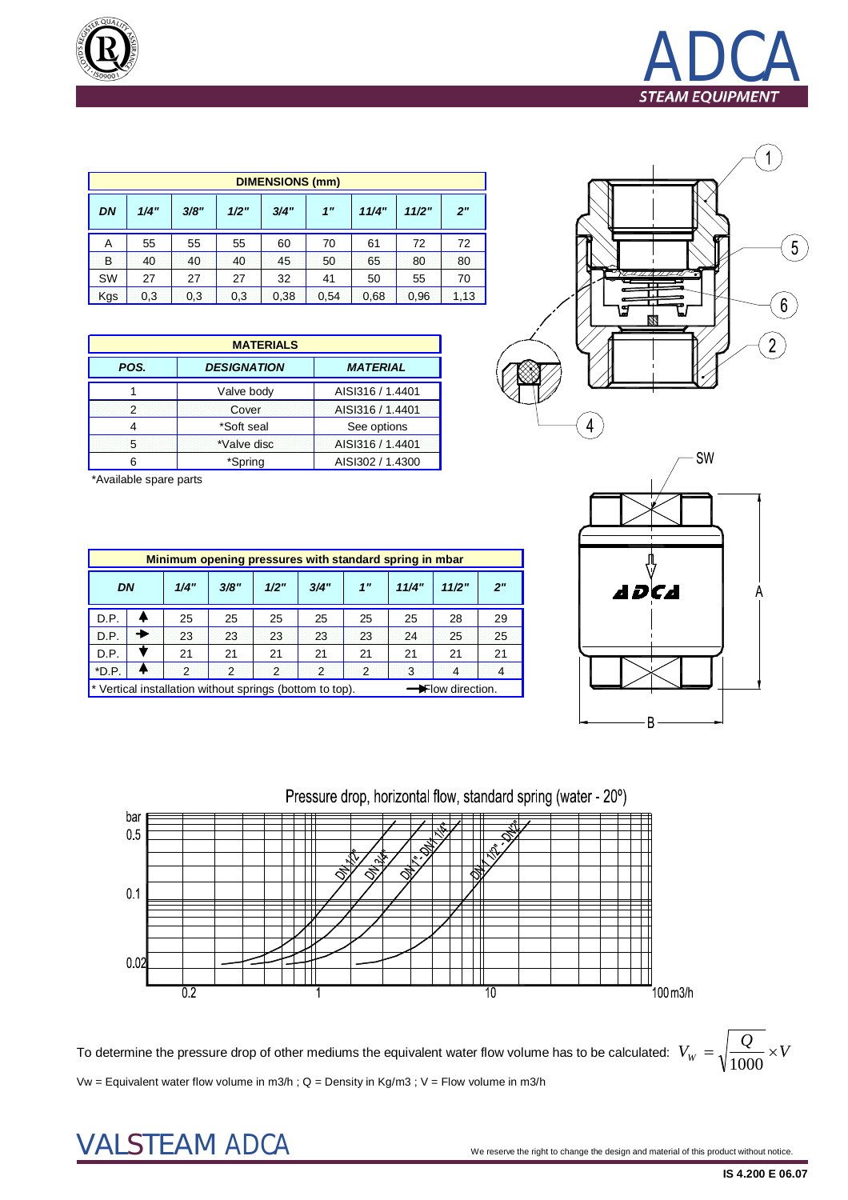| DIMENSIONS (mm) | | | | | | | | |
|---|---|---|---|---|---|---|---|---|
| **DN** | **1/4"** | **3/8"** | **1/2"** | **3/4"** | **1"** | **11/4"** | **11/2"** | **2"** |
| A | 55 | 55 | 55 | 60 | 70 | 61 | 72 | 72 |
| B | 40 | 40 | 40 | 45 | 50 | 65 | 80 | 80 |
| SW | 27 | 27 | 27 | 32 | 41 | 50 | 55 | 70 |
| Kgs | 0,3 | 0,3 | 0,3 | 0,38 | 0,54 | 0,68 | 0,96 | 1,13 |

| MATERIALS | | |
|---|---|---|
| **POS.** | **DESIGNATION** | **MATERIAL** |
| 1 | Valve body | AISI316 / 1.4401 |
| 2 | Cover | AISI316 / 1.4401 |
| 4 | *Soft seal | See options |
| 5 | *Valve disc | AISI316 / 1.4401 |
| 6 | *Spring | AISI302 / 1.4300 |

*Available spare parts

| Minimum opening pressures with standard spring in mbar | | | | | | | | | |
|---|---|---|---|---|---|---|---|---|---|
| **DN** | | **1/4"** | **3/8"** | **1/2"** | **3/4"** | **1"** | **11/4"** | **11/2"** | **2"** |
| D.P. | ↑ | 25 | 25 | 25 | 25 | 25 | 25 | 28 | 29 |
| D.P. | → | 23 | 23 | 23 | 23 | 23 | 24 | 25 | 25 |
| D.P. | ↓ | 21 | 21 | 21 | 21 | 21 | 21 | 21 | 21 |
| *D.P. | ↑ | 2 | 2 | 2 | 2 | 2 | 3 | 4 | 4 |

* Vertical installation without springs (bottom to top). → Flow direction.

1
5
6
2
4
SW
ADCA
A
B

Pressure drop, horizontal flow, standard spring (water - 20º)

bar
0.5
0.1
0.02
0.2
1
10
100 m3/h
DN 1/2"
DN 3/4"
DN 1" - DN 1 1/4"
DN 1 1/2" - DN 2"

To determine the pressure drop of other mediums the equivalent water flow volume has to be calculated: $V_w = \sqrt{\frac{Q}{1000}} \times V$

Vw = Equivalent water flow volume in m3/h ; Q = Density in Kg/m3 ; V = Flow volume in m3/h

VALSTEAM ADCA

We reserve the right to change the design and material of this product without notice.

IS 4.200 E 06.07